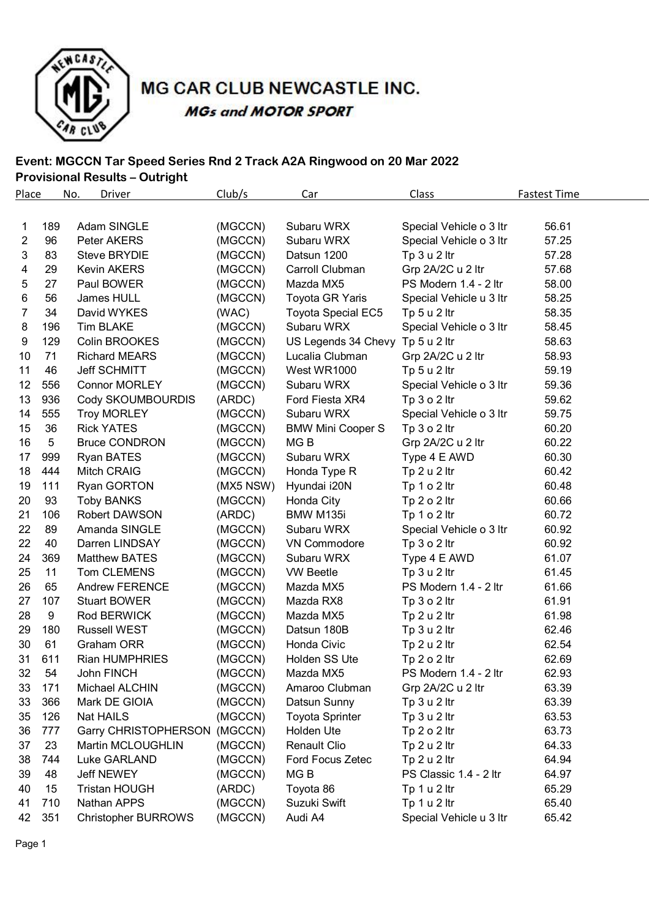# MG CAR CLUB NEWCASTLE INC.

*MGs and MOTOR SPORT*

**Event: MGCCN Tar Speed Series Rnd 2 Track A2A Ringwood on 20 Mar 2022**

**Provisional Results – Outright**

| Place | No. | Driver | Club/s | Car | Class | Fastest Time |
|---|---|---|---|---|---|---|
| 1 | 189 | Adam SINGLE | (MGCCN) | Subaru WRX | Special Vehicle o 3 ltr | 56.61 |
| 2 | 96 | Peter AKERS | (MGCCN) | Subaru WRX | Special Vehicle o 3 ltr | 57.25 |
| 3 | 83 | Steve BRYDIE | (MGCCN) | Datsun 1200 | Tp 3 u 2 ltr | 57.28 |
| 4 | 29 | Kevin AKERS | (MGCCN) | Carroll Clubman | Grp 2A/2C u 2 ltr | 57.68 |
| 5 | 27 | Paul BOWER | (MGCCN) | Mazda MX5 | PS Modern 1.4 - 2 ltr | 58.00 |
| 6 | 56 | James HULL | (MGCCN) | Toyota GR Yaris | Special Vehicle u 3 ltr | 58.25 |
| 7 | 34 | David WYKES | (WAC) | Toyota Special EC5 | Tp 5 u 2 ltr | 58.35 |
| 8 | 196 | Tim BLAKE | (MGCCN) | Subaru WRX | Special Vehicle o 3 ltr | 58.45 |
| 9 | 129 | Colin BROOKES | (MGCCN) | US Legends 34 Chevy | Tp 5 u 2 ltr | 58.63 |
| 10 | 71 | Richard MEARS | (MGCCN) | Lucalia Clubman | Grp 2A/2C u 2 ltr | 58.93 |
| 11 | 46 | Jeff SCHMITT | (MGCCN) | West WR1000 | Tp 5 u 2 ltr | 59.19 |
| 12 | 556 | Connor MORLEY | (MGCCN) | Subaru WRX | Special Vehicle o 3 ltr | 59.36 |
| 13 | 936 | Cody SKOUMBOURDIS | (ARDC) | Ford Fiesta XR4 | Tp 3 o 2 ltr | 59.62 |
| 14 | 555 | Troy MORLEY | (MGCCN) | Subaru WRX | Special Vehicle o 3 ltr | 59.75 |
| 15 | 36 | Rick YATES | (MGCCN) | BMW Mini Cooper S | Tp 3 o 2 ltr | 60.20 |
| 16 | 5 | Bruce CONDRON | (MGCCN) | MG B | Grp 2A/2C u 2 ltr | 60.22 |
| 17 | 999 | Ryan BATES | (MGCCN) | Subaru WRX | Type 4 E AWD | 60.30 |
| 18 | 444 | Mitch CRAIG | (MGCCN) | Honda Type R | Tp 2 u 2 ltr | 60.42 |
| 19 | 111 | Ryan GORTON | (MX5 NSW) | Hyundai i20N | Tp 1 o 2 ltr | 60.48 |
| 20 | 93 | Toby BANKS | (MGCCN) | Honda City | Tp 2 o 2 ltr | 60.66 |
| 21 | 106 | Robert DAWSON | (ARDC) | BMW M135i | Tp 1 o 2 ltr | 60.72 |
| 22 | 89 | Amanda SINGLE | (MGCCN) | Subaru WRX | Special Vehicle o 3 ltr | 60.92 |
| 22 | 40 | Darren LINDSAY | (MGCCN) | VN Commodore | Tp 3 o 2 ltr | 60.92 |
| 24 | 369 | Matthew BATES | (MGCCN) | Subaru WRX | Type 4 E AWD | 61.07 |
| 25 | 11 | Tom CLEMENS | (MGCCN) | VW Beetle | Tp 3 u 2 ltr | 61.45 |
| 26 | 65 | Andrew FERENCE | (MGCCN) | Mazda MX5 | PS Modern 1.4 - 2 ltr | 61.66 |
| 27 | 107 | Stuart BOWER | (MGCCN) | Mazda RX8 | Tp 3 o 2 ltr | 61.91 |
| 28 | 9 | Rod BERWICK | (MGCCN) | Mazda MX5 | Tp 2 u 2 ltr | 61.98 |
| 29 | 180 | Russell WEST | (MGCCN) | Datsun 180B | Tp 3 u 2 ltr | 62.46 |
| 30 | 61 | Graham ORR | (MGCCN) | Honda Civic | Tp 2 u 2 ltr | 62.54 |
| 31 | 611 | Rian HUMPHRIES | (MGCCN) | Holden SS Ute | Tp 2 o 2 ltr | 62.69 |
| 32 | 54 | John FINCH | (MGCCN) | Mazda MX5 | PS Modern 1.4 - 2 ltr | 62.93 |
| 33 | 171 | Michael ALCHIN | (MGCCN) | Amaroo Clubman | Grp 2A/2C u 2 ltr | 63.39 |
| 33 | 366 | Mark DE GIOIA | (MGCCN) | Datsun Sunny | Tp 3 u 2 ltr | 63.39 |
| 35 | 126 | Nat HAILS | (MGCCN) | Toyota Sprinter | Tp 3 u 2 ltr | 63.53 |
| 36 | 777 | Garry CHRISTOPHERSON | (MGCCN) | Holden Ute | Tp 2 o 2 ltr | 63.73 |
| 37 | 23 | Martin MCLOUGHLIN | (MGCCN) | Renault Clio | Tp 2 u 2 ltr | 64.33 |
| 38 | 744 | Luke GARLAND | (MGCCN) | Ford Focus Zetec | Tp 2 u 2 ltr | 64.94 |
| 39 | 48 | Jeff NEWEY | (MGCCN) | MG B | PS Classic 1.4 - 2 ltr | 64.97 |
| 40 | 15 | Tristan HOUGH | (ARDC) | Toyota 86 | Tp 1 u 2 ltr | 65.29 |
| 41 | 710 | Nathan APPS | (MGCCN) | Suzuki Swift | Tp 1 u 2 ltr | 65.40 |
| 42 | 351 | Christopher BURROWS | (MGCCN) | Audi A4 | Special Vehicle u 3 ltr | 65.42 |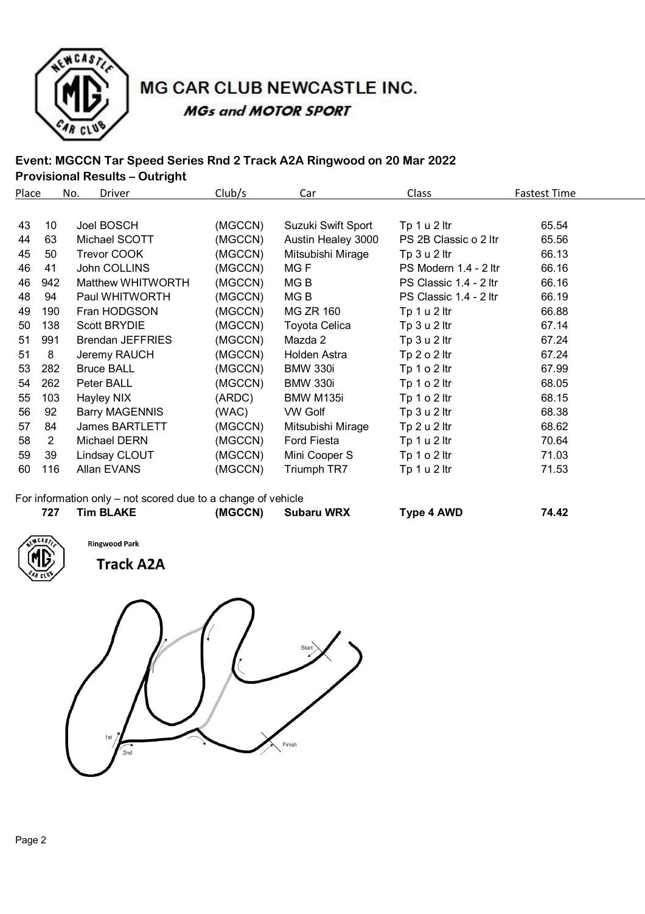# MG CAR CLUB NEWCASTLE INC.

***MGs and MOTOR SPORT***

**Event: MGCCN Tar Speed Series Rnd 2 Track A2A Ringwood on 20 Mar 2022**

**Provisional Results – Outright**

| Place | No. | Driver | Club/s | Car | Class | Fastest Time |
|---|---|---|---|---|---|---|
| 43 | 10 | Joel BOSCH | (MGCCN) | Suzuki Swift Sport | Tp 1 u 2 ltr | 65.54 |
| 44 | 63 | Michael SCOTT | (MGCCN) | Austin Healey 3000 | PS 2B Classic o 2 ltr | 65.56 |
| 45 | 50 | Trevor COOK | (MGCCN) | Mitsubishi Mirage | Tp 3 u 2 ltr | 66.13 |
| 46 | 41 | John COLLINS | (MGCCN) | MG F | PS Modern 1.4 - 2 ltr | 66.16 |
| 46 | 942 | Matthew WHITWORTH | (MGCCN) | MG B | PS Classic 1.4 - 2 ltr | 66.16 |
| 48 | 94 | Paul WHITWORTH | (MGCCN) | MG B | PS Classic 1.4 - 2 ltr | 66.19 |
| 49 | 190 | Fran HODGSON | (MGCCN) | MG ZR 160 | Tp 1 u 2 ltr | 66.88 |
| 50 | 138 | Scott BRYDIE | (MGCCN) | Toyota Celica | Tp 3 u 2 ltr | 67.14 |
| 51 | 991 | Brendan JEFFRIES | (MGCCN) | Mazda 2 | Tp 3 u 2 ltr | 67.24 |
| 51 | 8 | Jeremy RAUCH | (MGCCN) | Holden Astra | Tp 2 o 2 ltr | 67.24 |
| 53 | 282 | Bruce BALL | (MGCCN) | BMW 330i | Tp 1 o 2 ltr | 67.99 |
| 54 | 262 | Peter BALL | (MGCCN) | BMW 330i | Tp 1 o 2 ltr | 68.05 |
| 55 | 103 | Hayley NIX | (ARDC) | BMW M135i | Tp 1 o 2 ltr | 68.15 |
| 56 | 92 | Barry MAGENNIS | (WAC) | VW Golf | Tp 3 u 2 ltr | 68.38 |
| 57 | 84 | James BARTLETT | (MGCCN) | Mitsubishi Mirage | Tp 2 u 2 ltr | 68.62 |
| 58 | 2 | Michael DERN | (MGCCN) | Ford Fiesta | Tp 1 u 2 ltr | 70.64 |
| 59 | 39 | Lindsay CLOUT | (MGCCN) | Mini Cooper S | Tp 1 o 2 ltr | 71.03 |
| 60 | 116 | Allan EVANS | (MGCCN) | Triumph TR7 | Tp 1 u 2 ltr | 71.53 |

For information only – not scored due to a change of vehicle

| | No. | Driver | Club/s | Car | Class | Fastest Time |
|---|---|---|---|---|---|---|
| | **727** | **Tim BLAKE** | **(MGCCN)** | **Subaru WRX** | **Type 4 AWD** | **74.42** |

Ringwood Park

**Track A2A**

Start

1st

2nd

Finish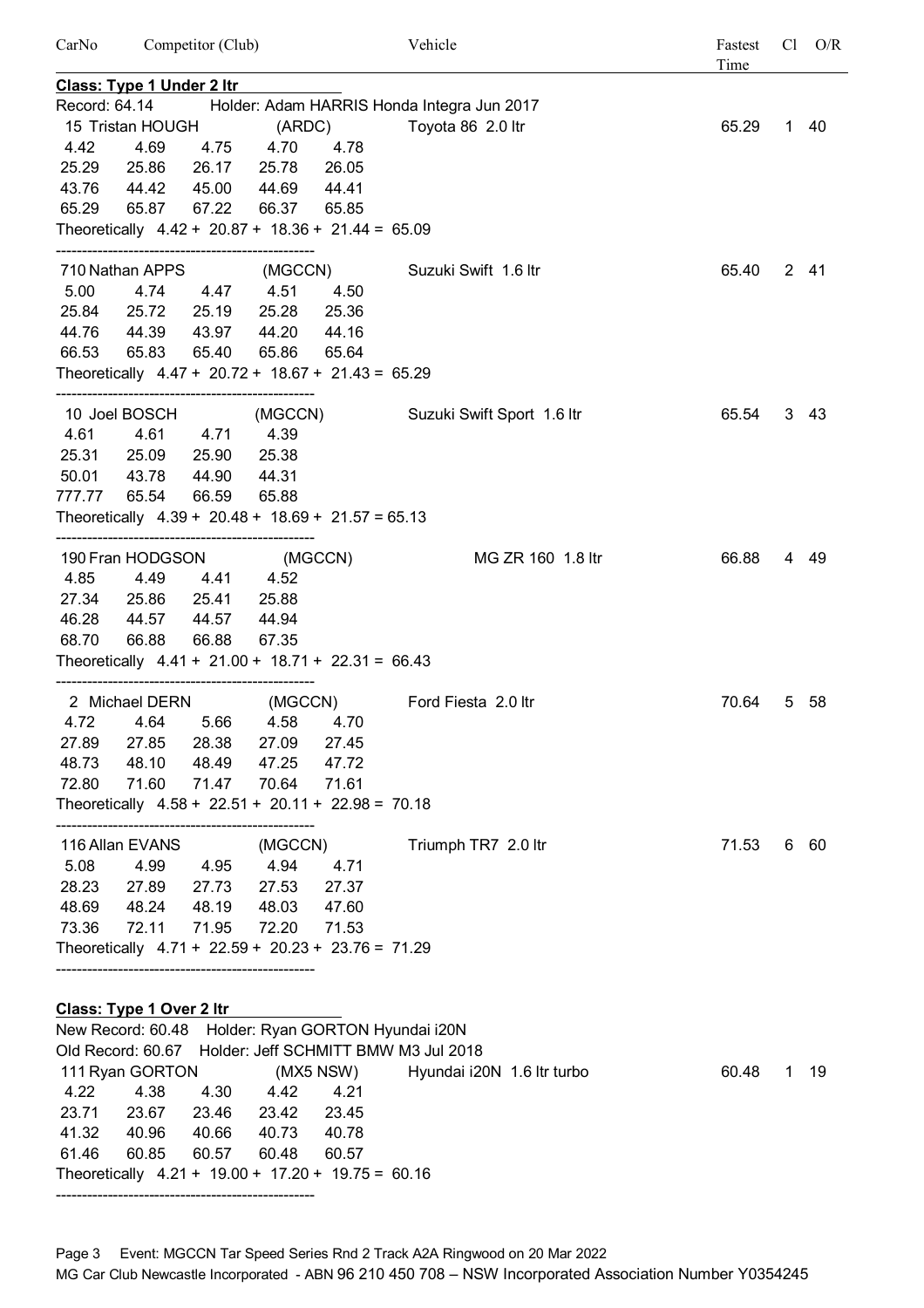| CarNo | Competitor (Club) | Vehicle | Fastest Time | Cl | O/R |
|---|---|---|---|---|---|

**Class: Type 1 Under 2 ltr**

Record: 64.14 Holder: Adam HARRIS Honda Integra Jun 2017

| CarNo | Competitor (Club) | Vehicle | Fastest Time | Cl | O/R |
|---|---|---|---|---|---|
| 15 | Tristan HOUGH (ARDC) | Toyota 86 2.0 ltr | 65.29 | 1 | 40 |

```
 4.42   4.69   4.75   4.70   4.78
25.29  25.86  26.17  25.78  26.05
43.76  44.42  45.00  44.69  44.41
65.29  65.87  67.22  66.37  65.85
Theoretically  4.42 + 20.87 + 18.36 + 21.44 = 65.09
```

| CarNo | Competitor (Club) | Vehicle | Fastest Time | Cl | O/R |
|---|---|---|---|---|---|
| 710 | Nathan APPS (MGCCN) | Suzuki Swift 1.6 ltr | 65.40 | 2 | 41 |

```
 5.00   4.74   4.47   4.51   4.50
25.84  25.72  25.19  25.28  25.36
44.76  44.39  43.97  44.20  44.16
66.53  65.83  65.40  65.86  65.64
Theoretically  4.47 + 20.72 + 18.67 + 21.43 = 65.29
```

| CarNo | Competitor (Club) | Vehicle | Fastest Time | Cl | O/R |
|---|---|---|---|---|---|
| 10 | Joel BOSCH (MGCCN) | Suzuki Swift Sport 1.6 ltr | 65.54 | 3 | 43 |

```
  4.61   4.61   4.71   4.39
 25.31  25.09  25.90  25.38
 50.01  43.78  44.90  44.31
777.77  65.54  66.59  65.88
Theoretically  4.39 + 20.48 + 18.69 + 21.57 = 65.13
```

| CarNo | Competitor (Club) | Vehicle | Fastest Time | Cl | O/R |
|---|---|---|---|---|---|
| 190 | Fran HODGSON (MGCCN) | MG ZR 160 1.8 ltr | 66.88 | 4 | 49 |

```
 4.85   4.49   4.41   4.52
27.34  25.86  25.41  25.88
46.28  44.57  44.57  44.94
68.70  66.88  66.88  67.35
Theoretically  4.41 + 21.00 + 18.71 + 22.31 = 66.43
```

| CarNo | Competitor (Club) | Vehicle | Fastest Time | Cl | O/R |
|---|---|---|---|---|---|
| 2 | Michael DERN (MGCCN) | Ford Fiesta 2.0 ltr | 70.64 | 5 | 58 |

```
 4.72   4.64   5.66   4.58   4.70
27.89  27.85  28.38  27.09  27.45
48.73  48.10  48.49  47.25  47.72
72.80  71.60  71.47  70.64  71.61
Theoretically  4.58 + 22.51 + 20.11 + 22.98 = 70.18
```

| CarNo | Competitor (Club) | Vehicle | Fastest Time | Cl | O/R |
|---|---|---|---|---|---|
| 116 | Allan EVANS (MGCCN) | Triumph TR7 2.0 ltr | 71.53 | 6 | 60 |

```
 5.08   4.99   4.95   4.94   4.71
28.23  27.89  27.73  27.53  27.37
48.69  48.24  48.19  48.03  47.60
73.36  72.11  71.95  72.20  71.53
Theoretically  4.71 + 22.59 + 20.23 + 23.76 = 71.29
```

**Class: Type 1 Over 2 ltr**

New Record: 60.48 Holder: Ryan GORTON Hyundai i20N
Old Record: 60.67 Holder: Jeff SCHMITT BMW M3 Jul 2018

| CarNo | Competitor (Club) | Vehicle | Fastest Time | Cl | O/R |
|---|---|---|---|---|---|
| 111 | Ryan GORTON (MX5 NSW) | Hyundai i20N 1.6 ltr turbo | 60.48 | 1 | 19 |

```
 4.22   4.38   4.30   4.42   4.21
23.71  23.67  23.46  23.42  23.45
41.32  40.96  40.66  40.73  40.78
61.46  60.85  60.57  60.48  60.57
Theoretically  4.21 + 19.00 + 17.20 + 19.75 = 60.16
```

Event: MGCCN Tar Speed Series Rnd 2 Track A2A Ringwood on 20 Mar 2022
MG Car Club Newcastle Incorporated - ABN 96 210 450 708 – NSW Incorporated Association Number Y0354245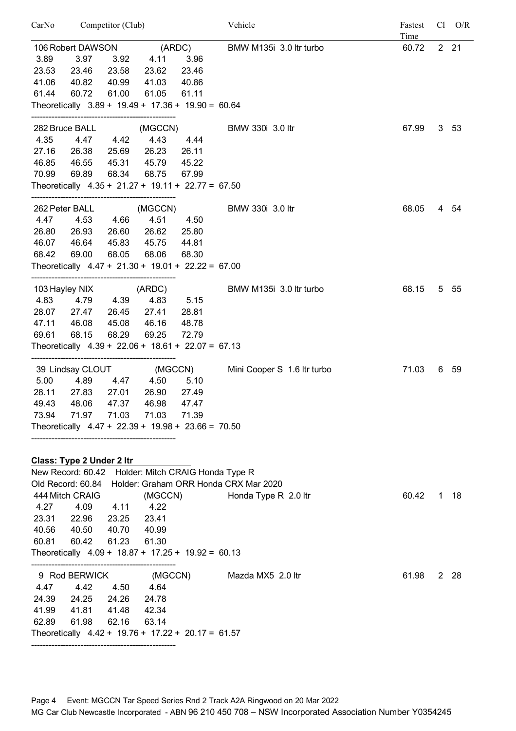| CarNo | Competitor (Club) | Vehicle | Fastest Time | Cl | O/R |
|---|---|---|---|---|---|
| 106 | Robert DAWSON (ARDC) | BMW M135i 3.0 ltr turbo | 60.72 | 2 | 21 |
| 282 | Bruce BALL (MGCCN) | BMW 330i 3.0 ltr | 67.99 | 3 | 53 |
| 262 | Peter BALL (MGCCN) | BMW 330i 3.0 ltr | 68.05 | 4 | 54 |
| 103 | Hayley NIX (ARDC) | BMW M135i 3.0 ltr turbo | 68.15 | 5 | 55 |
| 39 | Lindsay CLOUT (MGCCN) | Mini Cooper S 1.6 ltr turbo | 71.03 | 6 | 59 |

**106 Robert DAWSON (ARDC)**

```
 3.89   3.97   3.92   4.11   3.96
23.53  23.46  23.58  23.62  23.46
41.06  40.82  40.99  41.03  40.86
61.44  60.72  61.00  61.05  61.11
Theoretically  3.89 + 19.49 + 17.36 + 19.90 = 60.64
```

**282 Bruce BALL (MGCCN)**

```
 4.35   4.47   4.42   4.43   4.44
27.16  26.38  25.69  26.23  26.11
46.85  46.55  45.31  45.79  45.22
70.99  69.89  68.34  68.75  67.99
Theoretically  4.35 + 21.27 + 19.11 + 22.77 = 67.50
```

**262 Peter BALL (MGCCN)**

```
 4.47   4.53   4.66   4.51   4.50
26.80  26.93  26.60  26.62  25.80
46.07  46.64  45.83  45.75  44.81
68.42  69.00  68.05  68.06  68.30
Theoretically  4.47 + 21.30 + 19.01 + 22.22 = 67.00
```

**103 Hayley NIX (ARDC)**

```
 4.83   4.79   4.39   4.83   5.15
28.07  27.47  26.45  27.41  28.81
47.11  46.08  45.08  46.16  48.78
69.61  68.15  68.29  69.25  72.79
Theoretically  4.39 + 22.06 + 18.61 + 22.07 = 67.13
```

**39 Lindsay CLOUT (MGCCN)**

```
 5.00   4.89   4.47   4.50   5.10
28.11  27.83  27.01  26.90  27.49
49.43  48.06  47.37  46.98  47.47
73.94  71.97  71.03  71.03  71.39
Theoretically  4.47 + 22.39 + 19.98 + 23.66 = 70.50
```

## Class: Type 2 Under 2 ltr

New Record: 60.42 Holder: Mitch CRAIG Honda Type R

Old Record: 60.84 Holder: Graham ORR Honda CRX Mar 2020

| CarNo | Competitor (Club) | Vehicle | Fastest Time | Cl | O/R |
|---|---|---|---|---|---|
| 444 | Mitch CRAIG (MGCCN) | Honda Type R 2.0 ltr | 60.42 | 1 | 18 |
| 9 | Rod BERWICK (MGCCN) | Mazda MX5 2.0 ltr | 61.98 | 2 | 28 |

**444 Mitch CRAIG (MGCCN)**

```
 4.27   4.09   4.11   4.22
23.31  22.96  23.25  23.41
40.56  40.50  40.70  40.99
60.81  60.42  61.23  61.30
Theoretically  4.09 + 18.87 + 17.25 + 19.92 = 60.13
```

**9 Rod BERWICK (MGCCN)**

```
 4.47   4.42   4.50   4.64
24.39  24.25  24.26  24.78
41.99  41.81  41.48  42.34
62.89  61.98  62.16  63.14
Theoretically  4.42 + 19.76 + 17.22 + 20.17 = 61.57
```

Event: MGCCN Tar Speed Series Rnd 2 Track A2A Ringwood on 20 Mar 2022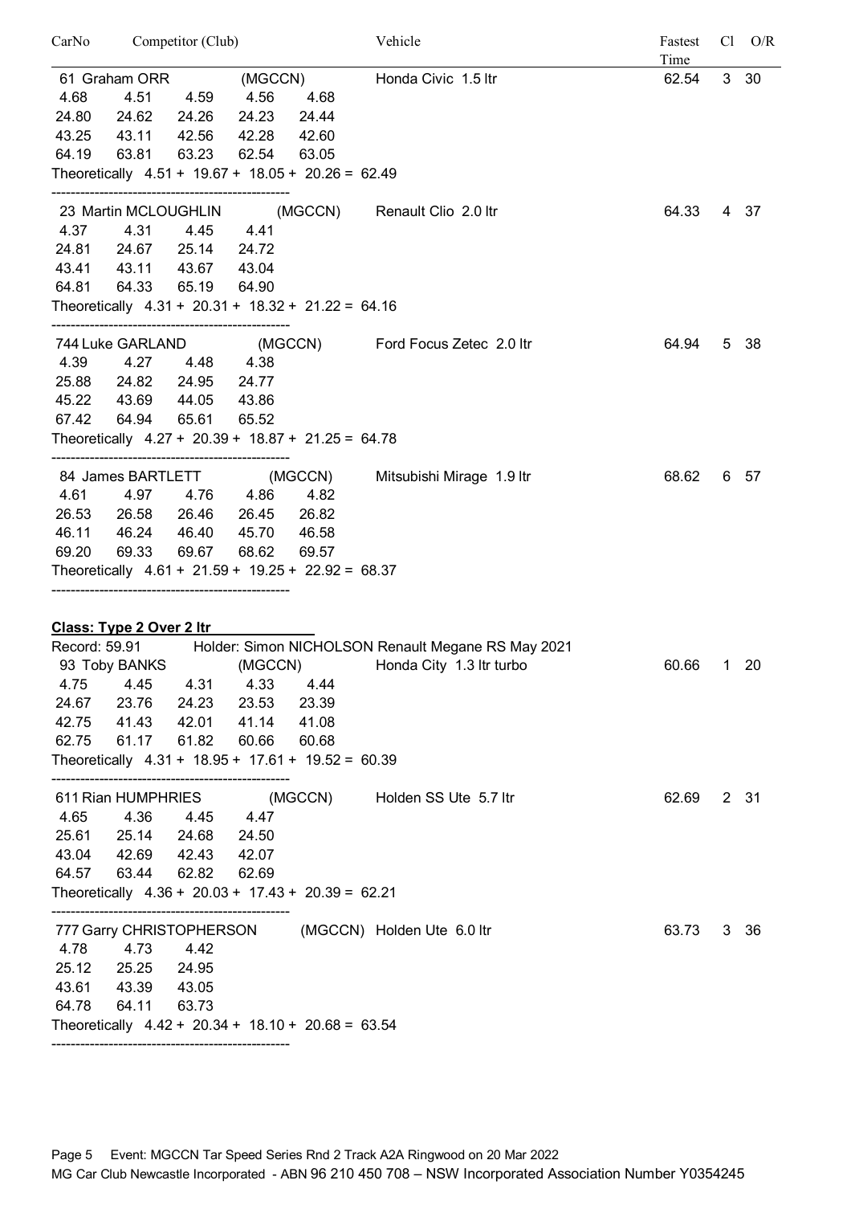| CarNo | Competitor (Club) | Vehicle | Fastest Time | Cl | O/R |
|---|---|---|---|---|---|
| 61 | Graham ORR (MGCCN) | Honda Civic 1.5 ltr | 62.54 | 3 | 30 |

```
4.68   4.51   4.59   4.56   4.68
24.80  24.62  24.26  24.23  24.44
43.25  43.11  42.56  42.28  42.60
64.19  63.81  63.23  62.54  63.05
Theoretically  4.51 + 19.67 + 18.05 + 20.26 = 62.49
```

| CarNo | Competitor (Club) | Vehicle | Fastest Time | Cl | O/R |
|---|---|---|---|---|---|
| 23 | Martin MCLOUGHLIN (MGCCN) | Renault Clio 2.0 ltr | 64.33 | 4 | 37 |

```
4.37   4.31   4.45   4.41
24.81  24.67  25.14  24.72
43.41  43.11  43.67  43.04
64.81  64.33  65.19  64.90
Theoretically  4.31 + 20.31 + 18.32 + 21.22 = 64.16
```

| CarNo | Competitor (Club) | Vehicle | Fastest Time | Cl | O/R |
|---|---|---|---|---|---|
| 744 | Luke GARLAND (MGCCN) | Ford Focus Zetec 2.0 ltr | 64.94 | 5 | 38 |

```
4.39   4.27   4.48   4.38
25.88  24.82  24.95  24.77
45.22  43.69  44.05  43.86
67.42  64.94  65.61  65.52
Theoretically  4.27 + 20.39 + 18.87 + 21.25 = 64.78
```

| CarNo | Competitor (Club) | Vehicle | Fastest Time | Cl | O/R |
|---|---|---|---|---|---|
| 84 | James BARTLETT (MGCCN) | Mitsubishi Mirage 1.9 ltr | 68.62 | 6 | 57 |

```
4.61   4.97   4.76   4.86   4.82
26.53  26.58  26.46  26.45  26.82
46.11  46.24  46.40  45.70  46.58
69.20  69.33  69.67  68.62  69.57
Theoretically  4.61 + 21.59 + 19.25 + 22.92 = 68.37
```

**Class: Type 2 Over 2 ltr**

Record: 59.91 Holder: Simon NICHOLSON Renault Megane RS May 2021

| CarNo | Competitor (Club) | Vehicle | Fastest Time | Cl | O/R |
|---|---|---|---|---|---|
| 93 | Toby BANKS (MGCCN) | Honda City 1.3 ltr turbo | 60.66 | 1 | 20 |

```
4.75   4.45   4.31   4.33   4.44
24.67  23.76  24.23  23.53  23.39
42.75  41.43  42.01  41.14  41.08
62.75  61.17  61.82  60.66  60.68
Theoretically  4.31 + 18.95 + 17.61 + 19.52 = 60.39
```

| CarNo | Competitor (Club) | Vehicle | Fastest Time | Cl | O/R |
|---|---|---|---|---|---|
| 611 | Rian HUMPHRIES (MGCCN) | Holden SS Ute 5.7 ltr | 62.69 | 2 | 31 |

```
4.65   4.36   4.45   4.47
25.61  25.14  24.68  24.50
43.04  42.69  42.43  42.07
64.57  63.44  62.82  62.69
Theoretically  4.36 + 20.03 + 17.43 + 20.39 = 62.21
```

| CarNo | Competitor (Club) | Vehicle | Fastest Time | Cl | O/R |
|---|---|---|---|---|---|
| 777 | Garry CHRISTOPHERSON (MGCCN) | Holden Ute 6.0 ltr | 63.73 | 3 | 36 |

```
4.78   4.73   4.42
25.12  25.25  24.95
43.61  43.39  43.05
64.78  64.11  63.73
Theoretically  4.42 + 20.34 + 18.10 + 20.68 = 63.54
```

Event: MGCCN Tar Speed Series Rnd 2 Track A2A Ringwood on 20 Mar 2022

MG Car Club Newcastle Incorporated - ABN 96 210 450 708 – NSW Incorporated Association Number Y0354245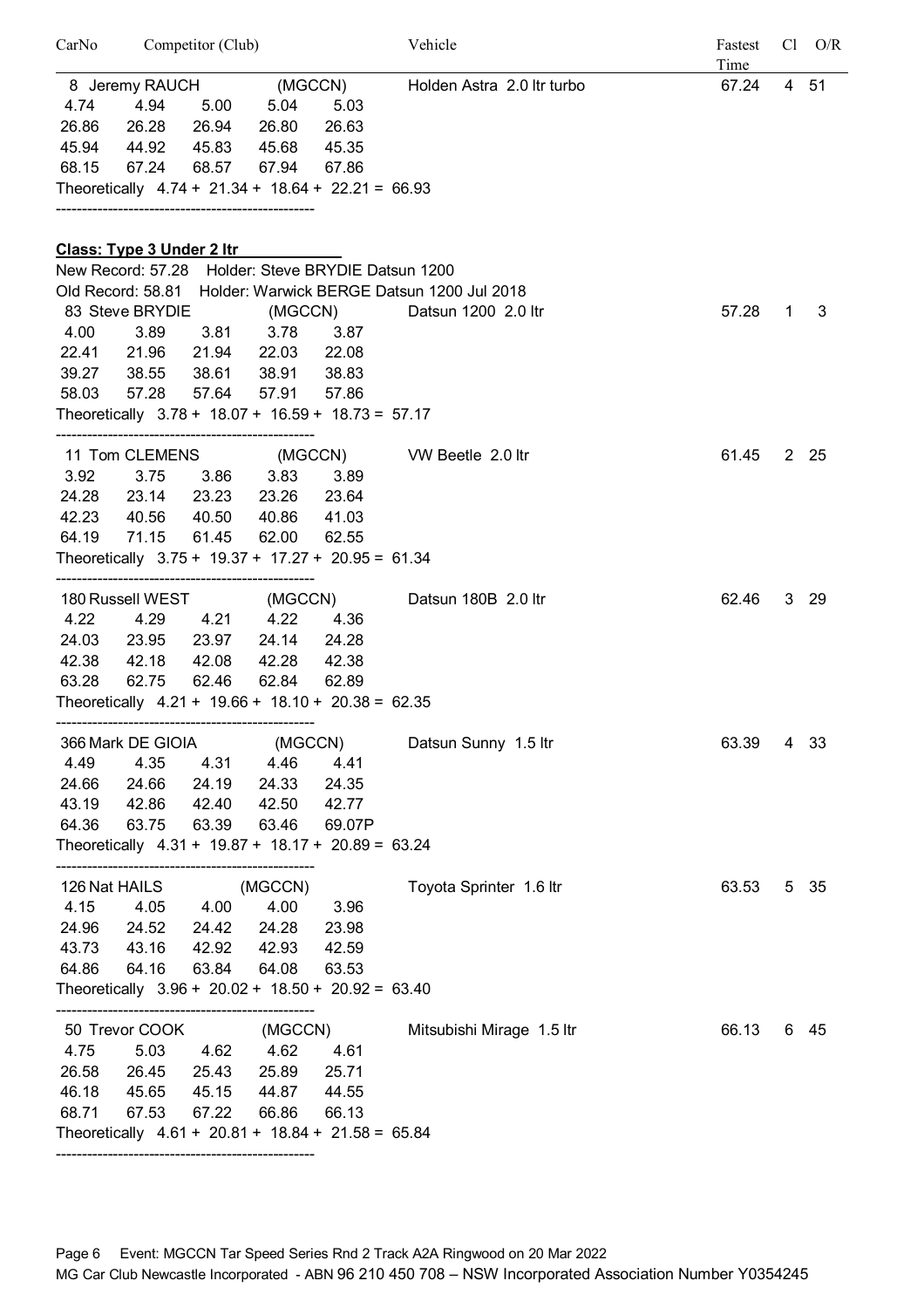| CarNo | Competitor (Club) | Vehicle | Fastest Time | Cl | O/R |
|---|---|---|---|---|---|
| 8 | Jeremy RAUCH (MGCCN) | Holden Astra 2.0 ltr turbo | 67.24 | 4 | 51 |

```
 4.74    4.94    5.00    5.04    5.03
26.86   26.28   26.94   26.80   26.63
45.94   44.92   45.83   45.68   45.35
68.15   67.24   68.57   67.94   67.86
Theoretically  4.74 + 21.34 + 18.64 + 22.21 = 66.93
```

---

**Class: Type 3 Under 2 ltr**

New Record: 57.28 Holder: Steve BRYDIE Datsun 1200

Old Record: 58.81 Holder: Warwick BERGE Datsun 1200 Jul 2018

| CarNo | Competitor (Club) | Vehicle | Fastest Time | Cl | O/R |
|---|---|---|---|---|---|
| 83 | Steve BRYDIE (MGCCN) | Datsun 1200 2.0 ltr | 57.28 | 1 | 3 |

```
 4.00    3.89    3.81    3.78    3.87
22.41   21.96   21.94   22.03   22.08
39.27   38.55   38.61   38.91   38.83
58.03   57.28   57.64   57.91   57.86
Theoretically  3.78 + 18.07 + 16.59 + 18.73 = 57.17
```

---

| CarNo | Competitor (Club) | Vehicle | Fastest Time | Cl | O/R |
|---|---|---|---|---|---|
| 11 | Tom CLEMENS (MGCCN) | VW Beetle 2.0 ltr | 61.45 | 2 | 25 |

```
 3.92    3.75    3.86    3.83    3.89
24.28   23.14   23.23   23.26   23.64
42.23   40.56   40.50   40.86   41.03
64.19   71.15   61.45   62.00   62.55
Theoretically  3.75 + 19.37 + 17.27 + 20.95 = 61.34
```

---

| CarNo | Competitor (Club) | Vehicle | Fastest Time | Cl | O/R |
|---|---|---|---|---|---|
| 180 | Russell WEST (MGCCN) | Datsun 180B 2.0 ltr | 62.46 | 3 | 29 |

```
 4.22    4.29    4.21    4.22    4.36
24.03   23.95   23.97   24.14   24.28
42.38   42.18   42.08   42.28   42.38
63.28   62.75   62.46   62.84   62.89
Theoretically  4.21 + 19.66 + 18.10 + 20.38 = 62.35
```

---

| CarNo | Competitor (Club) | Vehicle | Fastest Time | Cl | O/R |
|---|---|---|---|---|---|
| 366 | Mark DE GIOIA (MGCCN) | Datsun Sunny 1.5 ltr | 63.39 | 4 | 33 |

```
 4.49    4.35    4.31    4.46    4.41
24.66   24.66   24.19   24.33   24.35
43.19   42.86   42.40   42.50   42.77
64.36   63.75   63.39   63.46   69.07P
Theoretically  4.31 + 19.87 + 18.17 + 20.89 = 63.24
```

---

| CarNo | Competitor (Club) | Vehicle | Fastest Time | Cl | O/R |
|---|---|---|---|---|---|
| 126 | Nat HAILS (MGCCN) | Toyota Sprinter 1.6 ltr | 63.53 | 5 | 35 |

```
 4.15    4.05    4.00    4.00    3.96
24.96   24.52   24.42   24.28   23.98
43.73   43.16   42.92   42.93   42.59
64.86   64.16   63.84   64.08   63.53
Theoretically  3.96 + 20.02 + 18.50 + 20.92 = 63.40
```

---

| CarNo | Competitor (Club) | Vehicle | Fastest Time | Cl | O/R |
|---|---|---|---|---|---|
| 50 | Trevor COOK (MGCCN) | Mitsubishi Mirage 1.5 ltr | 66.13 | 6 | 45 |

```
 4.75    5.03    4.62    4.62    4.61
26.58   26.45   25.43   25.89   25.71
46.18   45.65   45.15   44.87   44.55
68.71   67.53   67.22   66.86   66.13
Theoretically  4.61 + 20.81 + 18.84 + 21.58 = 65.84
```

---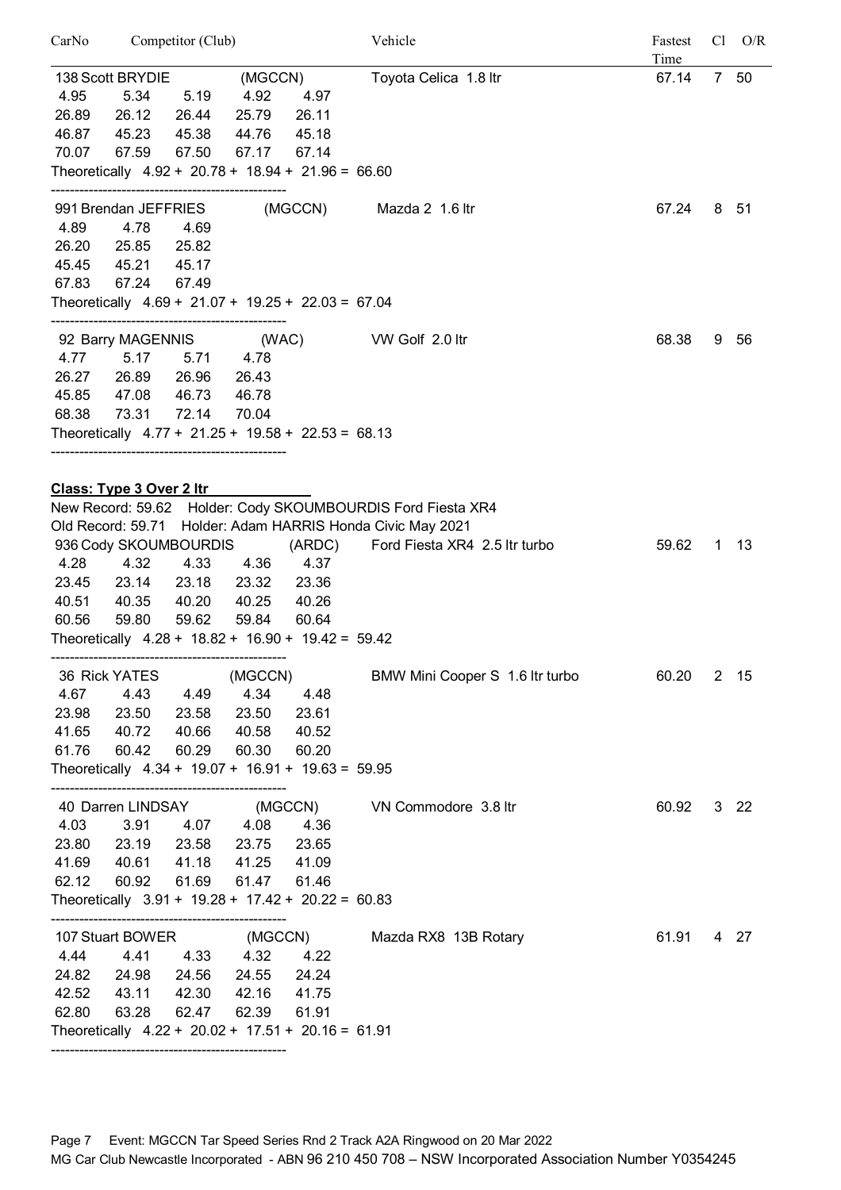| CarNo | Competitor (Club) | Vehicle | Fastest Time | Cl | O/R |
|---|---|---|---|---|---|

```
138 Scott BRYDIE          (MGCCN)       Toyota Celica  1.8 ltr              67.14   7  50
 4.95    5.34    5.19    4.92    4.97
26.89   26.12   26.44   25.79   26.11
46.87   45.23   45.38   44.76   45.18
70.07   67.59   67.50   67.17   67.14
Theoretically  4.92 +  20.78 +  18.94 +  21.96 =  66.60
--------------------------------------------------
991 Brendan JEFFRIES         (MGCCN)      Mazda 2  1.6 ltr                 67.24   8  51
 4.89    4.78    4.69
26.20   25.85   25.82
45.45   45.21   45.17
67.83   67.24   67.49
Theoretically  4.69 +  21.07 +  19.25 +  22.03 =  67.04
--------------------------------------------------
 92 Barry MAGENNIS          (WAC)         VW Golf  2.0 ltr                 68.38   9  56
 4.77    5.17    5.71    4.78
26.27   26.89   26.96   26.43
45.85   47.08   46.73   46.78
68.38   73.31   72.14   70.04
Theoretically  4.77 +  21.25 +  19.58 +  22.53 =  68.13
--------------------------------------------------
```

**Class: Type 3 Over 2 ltr**

New Record: 59.62   Holder: Cody SKOUMBOURDIS Ford Fiesta XR4
Old Record: 59.71   Holder: Adam HARRIS Honda Civic May 2021

```
936 Cody SKOUMBOURDIS         (ARDC)    Ford Fiesta XR4  2.5 ltr turbo      59.62   1  13
 4.28    4.32    4.33    4.36    4.37
23.45   23.14   23.18   23.32   23.36
40.51   40.35   40.20   40.25   40.26
60.56   59.80   59.62   59.84   60.64
Theoretically  4.28 +  18.82 +  16.90 +  19.42 =  59.42
--------------------------------------------------
 36 Rick YATES           (MGCCN)        BMW Mini Cooper S  1.6 ltr turbo    60.20   2  15
 4.67    4.43    4.49    4.34    4.48
23.98   23.50   23.58   23.50   23.61
41.65   40.72   40.66   40.58   40.52
61.76   60.42   60.29   60.30   60.20
Theoretically  4.34 +  19.07 +  16.91 +  19.63 =  59.95
--------------------------------------------------
 40 Darren LINDSAY          (MGCCN)      VN Commodore  3.8 ltr               60.92   3  22
 4.03    3.91    4.07    4.08    4.36
23.80   23.19   23.58   23.75   23.65
41.69   40.61   41.18   41.25   41.09
62.12   60.92   61.69   61.47   61.46
Theoretically  3.91 +  19.28 +  17.42 +  20.22 =  60.83
--------------------------------------------------
107 Stuart BOWER          (MGCCN)        Mazda RX8  13B Rotary               61.91   4  27
 4.44    4.41    4.33    4.32    4.22
24.82   24.98   24.56   24.55   24.24
42.52   43.11   42.30   42.16   41.75
62.80   63.28   62.47   62.39   61.91
Theoretically  4.22 +  20.02 +  17.51 +  20.16 =  61.91
--------------------------------------------------
```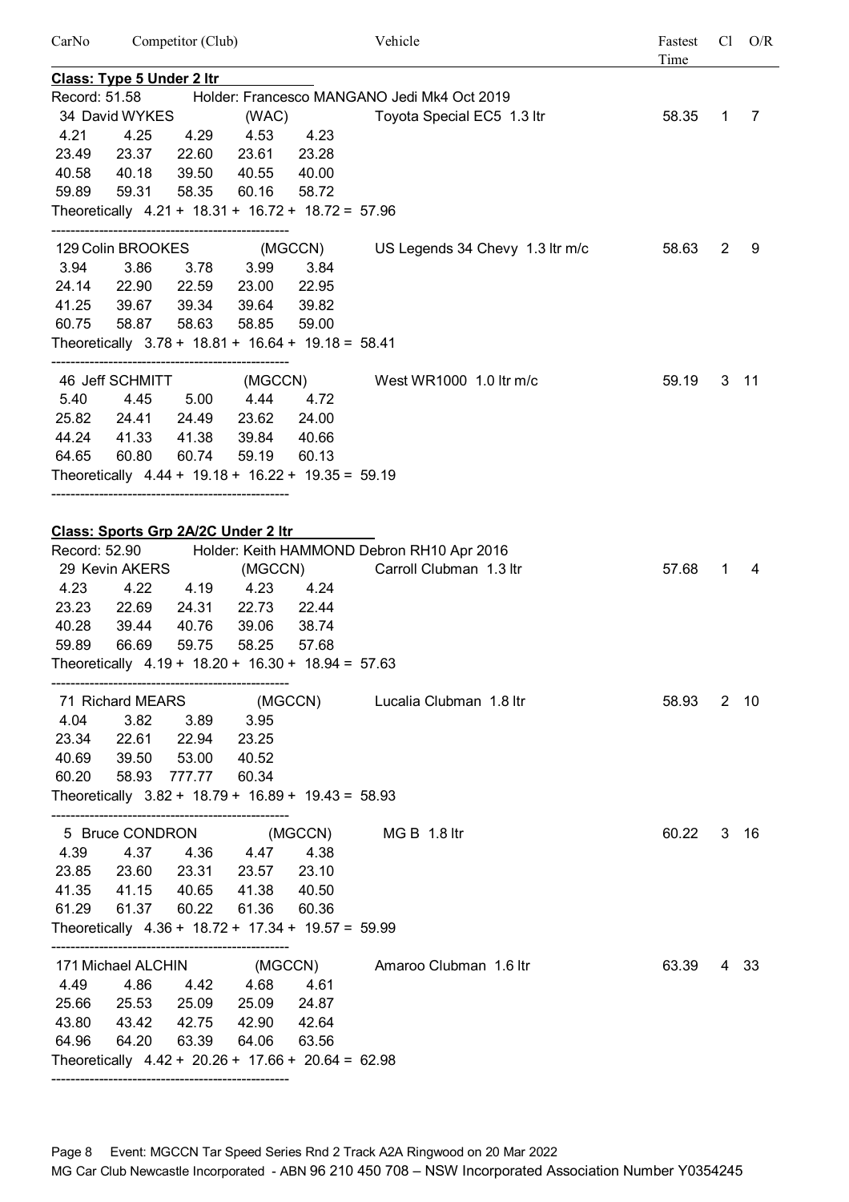| CarNo | Competitor (Club) | Vehicle | Fastest Time | Cl | O/R |
|---|---|---|---|---|---|

**Class: Type 5 Under 2 ltr**

Record: 51.58 Holder: Francesco MANGANO Jedi Mk4 Oct 2019

| CarNo | Competitor (Club) | Vehicle | Fastest Time | Cl | O/R |
|---|---|---|---|---|---|
| 34 | David WYKES (WAC) | Toyota Special EC5 1.3 ltr | 58.35 | 1 | 7 |

```
 4.21   4.25   4.29   4.53   4.23
23.49  23.37  22.60  23.61  23.28
40.58  40.18  39.50  40.55  40.00
59.89  59.31  58.35  60.16  58.72
Theoretically  4.21 + 18.31 + 16.72 + 18.72 = 57.96
```

| CarNo | Competitor (Club) | Vehicle | Fastest Time | Cl | O/R |
|---|---|---|---|---|---|
| 129 | Colin BROOKES (MGCCN) | US Legends 34 Chevy 1.3 ltr m/c | 58.63 | 2 | 9 |

```
 3.94   3.86   3.78   3.99   3.84
24.14  22.90  22.59  23.00  22.95
41.25  39.67  39.34  39.64  39.82
60.75  58.87  58.63  58.85  59.00
Theoretically  3.78 + 18.81 + 16.64 + 19.18 = 58.41
```

| CarNo | Competitor (Club) | Vehicle | Fastest Time | Cl | O/R |
|---|---|---|---|---|---|
| 46 | Jeff SCHMITT (MGCCN) | West WR1000 1.0 ltr m/c | 59.19 | 3 | 11 |

```
 5.40   4.45   5.00   4.44   4.72
25.82  24.41  24.49  23.62  24.00
44.24  41.33  41.38  39.84  40.66
64.65  60.80  60.74  59.19  60.13
Theoretically  4.44 + 19.18 + 16.22 + 19.35 = 59.19
```

**Class: Sports Grp 2A/2C Under 2 ltr**

Record: 52.90 Holder: Keith HAMMOND Debron RH10 Apr 2016

| CarNo | Competitor (Club) | Vehicle | Fastest Time | Cl | O/R |
|---|---|---|---|---|---|
| 29 | Kevin AKERS (MGCCN) | Carroll Clubman 1.3 ltr | 57.68 | 1 | 4 |

```
 4.23   4.22   4.19   4.23   4.24
23.23  22.69  24.31  22.73  22.44
40.28  39.44  40.76  39.06  38.74
59.89  66.69  59.75  58.25  57.68
Theoretically  4.19 + 18.20 + 16.30 + 18.94 = 57.63
```

| CarNo | Competitor (Club) | Vehicle | Fastest Time | Cl | O/R |
|---|---|---|---|---|---|
| 71 | Richard MEARS (MGCCN) | Lucalia Clubman 1.8 ltr | 58.93 | 2 | 10 |

```
 4.04   3.82   3.89   3.95
23.34  22.61  22.94  23.25
40.69  39.50  53.00  40.52
60.20  58.93 777.77  60.34
Theoretically  3.82 + 18.79 + 16.89 + 19.43 = 58.93
```

| CarNo | Competitor (Club) | Vehicle | Fastest Time | Cl | O/R |
|---|---|---|---|---|---|
| 5 | Bruce CONDRON (MGCCN) | MG B 1.8 ltr | 60.22 | 3 | 16 |

```
 4.39   4.37   4.36   4.47   4.38
23.85  23.60  23.31  23.57  23.10
41.35  41.15  40.65  41.38  40.50
61.29  61.37  60.22  61.36  60.36
Theoretically  4.36 + 18.72 + 17.34 + 19.57 = 59.99
```

| CarNo | Competitor (Club) | Vehicle | Fastest Time | Cl | O/R |
|---|---|---|---|---|---|
| 171 | Michael ALCHIN (MGCCN) | Amaroo Clubman 1.6 ltr | 63.39 | 4 | 33 |

```
 4.49   4.86   4.42   4.68   4.61
25.66  25.53  25.09  25.09  24.87
43.80  43.42  42.75  42.90  42.64
64.96  64.20  63.39  64.06  63.56
Theoretically  4.42 + 20.26 + 17.66 + 20.64 = 62.98
```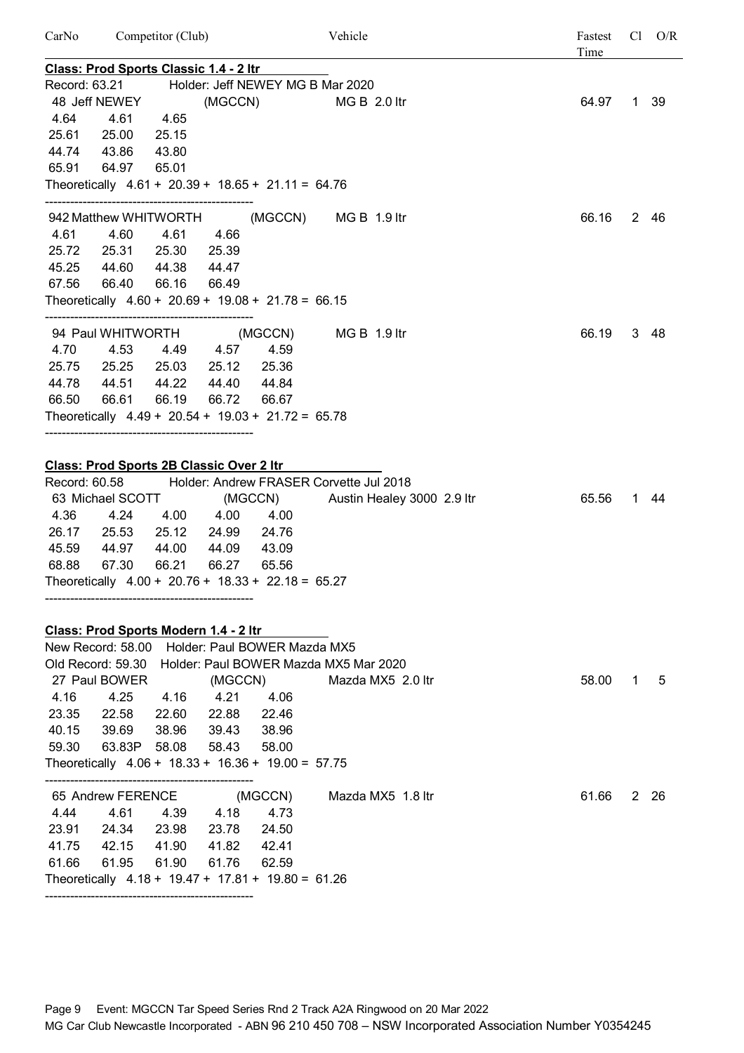| CarNo | Competitor (Club) | Vehicle | Fastest Time | Cl | O/R |
|---|---|---|---|---|---|

**Class: Prod Sports Classic 1.4 - 2 ltr**

Record: 63.21 Holder: Jeff NEWEY MG B Mar 2020

| CarNo | Competitor (Club) | Vehicle | Fastest Time | Cl | O/R |
|---|---|---|---|---|---|
| 48 | Jeff NEWEY (MGCCN) | MG B 2.0 ltr | 64.97 | 1 | 39 |

```
 4.64   4.61   4.65
25.61  25.00  25.15
44.74  43.86  43.80
65.91  64.97  65.01
Theoretically  4.61 + 20.39 + 18.65 + 21.11 = 64.76
```

| CarNo | Competitor (Club) | Vehicle | Fastest Time | Cl | O/R |
|---|---|---|---|---|---|
| 942 | Matthew WHITWORTH (MGCCN) | MG B 1.9 ltr | 66.16 | 2 | 46 |

```
 4.61   4.60   4.61   4.66
25.72  25.31  25.30  25.39
45.25  44.60  44.38  44.47
67.56  66.40  66.16  66.49
Theoretically  4.60 + 20.69 + 19.08 + 21.78 = 66.15
```

| CarNo | Competitor (Club) | Vehicle | Fastest Time | Cl | O/R |
|---|---|---|---|---|---|
| 94 | Paul WHITWORTH (MGCCN) | MG B 1.9 ltr | 66.19 | 3 | 48 |

```
 4.70   4.53   4.49   4.57   4.59
25.75  25.25  25.03  25.12  25.36
44.78  44.51  44.22  44.40  44.84
66.50  66.61  66.19  66.72  66.67
Theoretically  4.49 + 20.54 + 19.03 + 21.72 = 65.78
```

**Class: Prod Sports 2B Classic Over 2 ltr**

Record: 60.58 Holder: Andrew FRASER Corvette Jul 2018

| CarNo | Competitor (Club) | Vehicle | Fastest Time | Cl | O/R |
|---|---|---|---|---|---|
| 63 | Michael SCOTT (MGCCN) | Austin Healey 3000 2.9 ltr | 65.56 | 1 | 44 |

```
 4.36   4.24   4.00   4.00   4.00
26.17  25.53  25.12  24.99  24.76
45.59  44.97  44.00  44.09  43.09
68.88  67.30  66.21  66.27  65.56
Theoretically  4.00 + 20.76 + 18.33 + 22.18 = 65.27
```

**Class: Prod Sports Modern 1.4 - 2 ltr**

New Record: 58.00 Holder: Paul BOWER Mazda MX5

Old Record: 59.30 Holder: Paul BOWER Mazda MX5 Mar 2020

| CarNo | Competitor (Club) | Vehicle | Fastest Time | Cl | O/R |
|---|---|---|---|---|---|
| 27 | Paul BOWER (MGCCN) | Mazda MX5 2.0 ltr | 58.00 | 1 | 5 |

```
 4.16   4.25    4.16   4.21   4.06
23.35  22.58   22.60  22.88  22.46
40.15  39.69   38.96  39.43  38.96
59.30  63.83P  58.08  58.43  58.00
Theoretically  4.06 + 18.33 + 16.36 + 19.00 = 57.75
```

| CarNo | Competitor (Club) | Vehicle | Fastest Time | Cl | O/R |
|---|---|---|---|---|---|
| 65 | Andrew FERENCE (MGCCN) | Mazda MX5 1.8 ltr | 61.66 | 2 | 26 |

```
 4.44   4.61   4.39   4.18   4.73
23.91  24.34  23.98  23.78  24.50
41.75  42.15  41.90  41.82  42.41
61.66  61.95  61.90  61.76  62.59
Theoretically  4.18 + 19.47 + 17.81 + 19.80 = 61.26
```

Event: MGCCN Tar Speed Series Rnd 2 Track A2A Ringwood on 20 Mar 2022

MG Car Club Newcastle Incorporated - ABN 96 210 450 708 – NSW Incorporated Association Number Y0354245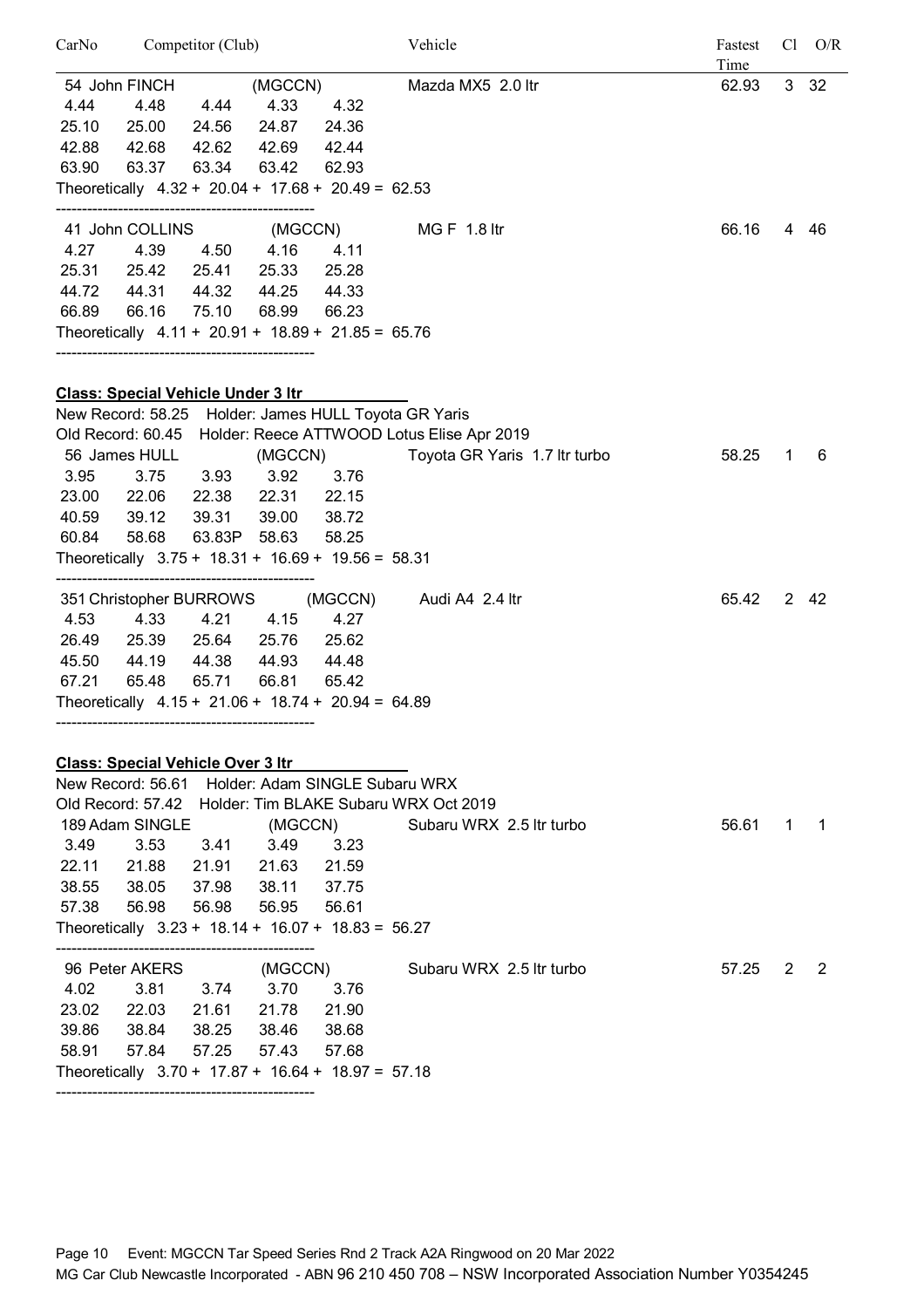| CarNo | Competitor (Club) | Vehicle | Fastest Time | Cl | O/R |
|---|---|---|---|---|---|
| 54 | John FINCH (MGCCN) | Mazda MX5 2.0 ltr | 62.93 | 3 | 32 |

```
 4.44    4.48    4.44    4.33    4.32
25.10   25.00   24.56   24.87   24.36
42.88   42.68   42.62   42.69   42.44
63.90   63.37   63.34   63.42   62.93
Theoretically  4.32 +  20.04 +  17.68 +  20.49 =  62.53
```

| CarNo | Competitor (Club) | Vehicle | Fastest Time | Cl | O/R |
|---|---|---|---|---|---|
| 41 | John COLLINS (MGCCN) | MG F 1.8 ltr | 66.16 | 4 | 46 |

```
 4.27    4.39    4.50    4.16    4.11
25.31   25.42   25.41   25.33   25.28
44.72   44.31   44.32   44.25   44.33
66.89   66.16   75.10   68.99   66.23
Theoretically  4.11 +  20.91 +  18.89 +  21.85 =  65.76
```

## Class: Special Vehicle Under 3 ltr

New Record: 58.25 Holder: James HULL Toyota GR Yaris
Old Record: 60.45 Holder: Reece ATTWOOD Lotus Elise Apr 2019

| CarNo | Competitor (Club) | Vehicle | Fastest Time | Cl | O/R |
|---|---|---|---|---|---|
| 56 | James HULL (MGCCN) | Toyota GR Yaris 1.7 ltr turbo | 58.25 | 1 | 6 |

```
 3.95    3.75    3.93    3.92    3.76
23.00   22.06   22.38   22.31   22.15
40.59   39.12   39.31   39.00   38.72
60.84   58.68   63.83P  58.63   58.25
Theoretically  3.75 +  18.31 +  16.69 +  19.56 =  58.31
```

| CarNo | Competitor (Club) | Vehicle | Fastest Time | Cl | O/R |
|---|---|---|---|---|---|
| 351 | Christopher BURROWS (MGCCN) | Audi A4 2.4 ltr | 65.42 | 2 | 42 |

```
 4.53    4.33    4.21    4.15    4.27
26.49   25.39   25.64   25.76   25.62
45.50   44.19   44.38   44.93   44.48
67.21   65.48   65.71   66.81   65.42
Theoretically  4.15 +  21.06 +  18.74 +  20.94 =  64.89
```

## Class: Special Vehicle Over 3 ltr

New Record: 56.61 Holder: Adam SINGLE Subaru WRX
Old Record: 57.42 Holder: Tim BLAKE Subaru WRX Oct 2019

| CarNo | Competitor (Club) | Vehicle | Fastest Time | Cl | O/R |
|---|---|---|---|---|---|
| 189 | Adam SINGLE (MGCCN) | Subaru WRX 2.5 ltr turbo | 56.61 | 1 | 1 |

```
 3.49    3.53    3.41    3.49    3.23
22.11   21.88   21.91   21.63   21.59
38.55   38.05   37.98   38.11   37.75
57.38   56.98   56.98   56.95   56.61
Theoretically  3.23 +  18.14 +  16.07 +  18.83 =  56.27
```

| CarNo | Competitor (Club) | Vehicle | Fastest Time | Cl | O/R |
|---|---|---|---|---|---|
| 96 | Peter AKERS (MGCCN) | Subaru WRX 2.5 ltr turbo | 57.25 | 2 | 2 |

```
 4.02    3.81    3.74    3.70    3.76
23.02   22.03   21.61   21.78   21.90
39.86   38.84   38.25   38.46   38.68
58.91   57.84   57.25   57.43   57.68
Theoretically  3.70 +  17.87 +  16.64 +  18.97 =  57.18
```

Event: MGCCN Tar Speed Series Rnd 2 Track A2A Ringwood on 20 Mar 2022
MG Car Club Newcastle Incorporated - ABN 96 210 450 708 – NSW Incorporated Association Number Y0354245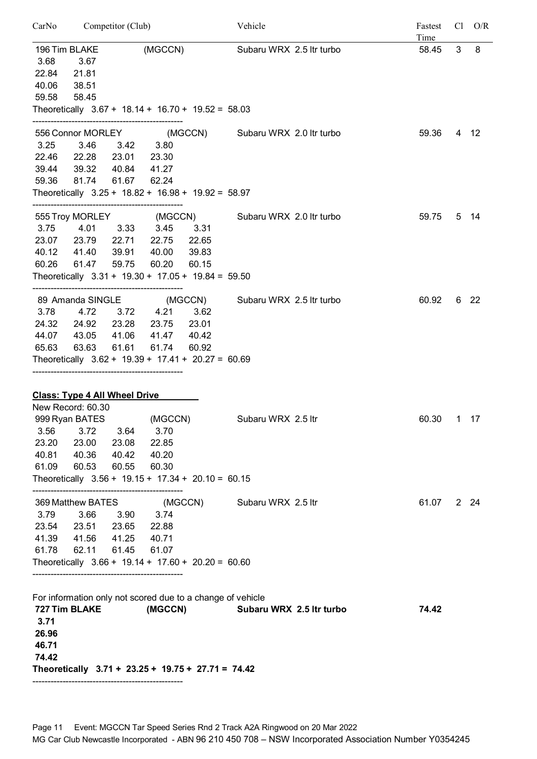| CarNo | Competitor (Club) | Vehicle | Fastest Time | Cl | O/R |
|---|---|---|---|---|---|
| 196 | Tim BLAKE (MGCCN) | Subaru WRX 2.5 ltr turbo | 58.45 | 3 | 8 |

```
3.68   3.67
22.84  21.81
40.06  38.51
59.58  58.45
Theoretically  3.67 + 18.14 + 16.70 + 19.52 = 58.03
```

--------------------------------------------------

| CarNo | Competitor (Club) | Vehicle | Fastest Time | Cl | O/R |
|---|---|---|---|---|---|
| 556 | Connor MORLEY (MGCCN) | Subaru WRX 2.0 ltr turbo | 59.36 | 4 | 12 |

```
3.25   3.46   3.42   3.80
22.46  22.28  23.01  23.30
39.44  39.32  40.84  41.27
59.36  81.74  61.67  62.24
Theoretically  3.25 + 18.82 + 16.98 + 19.92 = 58.97
```

--------------------------------------------------

| CarNo | Competitor (Club) | Vehicle | Fastest Time | Cl | O/R |
|---|---|---|---|---|---|
| 555 | Troy MORLEY (MGCCN) | Subaru WRX 2.0 ltr turbo | 59.75 | 5 | 14 |

```
3.75   4.01   3.33   3.45   3.31
23.07  23.79  22.71  22.75  22.65
40.12  41.40  39.91  40.00  39.83
60.26  61.47  59.75  60.20  60.15
Theoretically  3.31 + 19.30 + 17.05 + 19.84 = 59.50
```

--------------------------------------------------

| CarNo | Competitor (Club) | Vehicle | Fastest Time | Cl | O/R |
|---|---|---|---|---|---|
| 89 | Amanda SINGLE (MGCCN) | Subaru WRX 2.5 ltr turbo | 60.92 | 6 | 22 |

```
3.78   4.72   3.72   4.21   3.62
24.32  24.92  23.28  23.75  23.01
44.07  43.05  41.06  41.47  40.42
65.63  63.63  61.61  61.74  60.92
Theoretically  3.62 + 19.39 + 17.41 + 20.27 = 60.69
```

--------------------------------------------------

**Class: Type 4 All Wheel Drive**

New Record: 60.30

| CarNo | Competitor (Club) | Vehicle | Fastest Time | Cl | O/R |
|---|---|---|---|---|---|
| 999 | Ryan BATES (MGCCN) | Subaru WRX 2.5 ltr | 60.30 | 1 | 17 |

```
3.56   3.72   3.64   3.70
23.20  23.00  23.08  22.85
40.81  40.36  40.42  40.20
61.09  60.53  60.55  60.30
Theoretically  3.56 + 19.15 + 17.34 + 20.10 = 60.15
```

--------------------------------------------------

| CarNo | Competitor (Club) | Vehicle | Fastest Time | Cl | O/R |
|---|---|---|---|---|---|
| 369 | Matthew BATES (MGCCN) | Subaru WRX 2.5 ltr | 61.07 | 2 | 24 |

```
3.79   3.66   3.90   3.74
23.54  23.51  23.65  22.88
41.39  41.56  41.25  40.71
61.78  62.11  61.45  61.07
Theoretically  3.66 + 19.14 + 17.60 + 20.20 = 60.60
```

--------------------------------------------------

For information only not scored due to a change of vehicle

| CarNo | Competitor (Club) | Vehicle | Fastest Time | Cl | O/R |
|---|---|---|---|---|---|
| **727** | **Tim BLAKE (MGCCN)** | **Subaru WRX 2.5 ltr turbo** | **74.42** | | |

```
3.71
26.96
46.71
74.42
Theoretically  3.71 + 23.25 + 19.75 + 27.71 = 74.42
```

--------------------------------------------------

Event: MGCCN Tar Speed Series Rnd 2 Track A2A Ringwood on 20 Mar 2022

MG Car Club Newcastle Incorporated - ABN 96 210 450 708 – NSW Incorporated Association Number Y0354245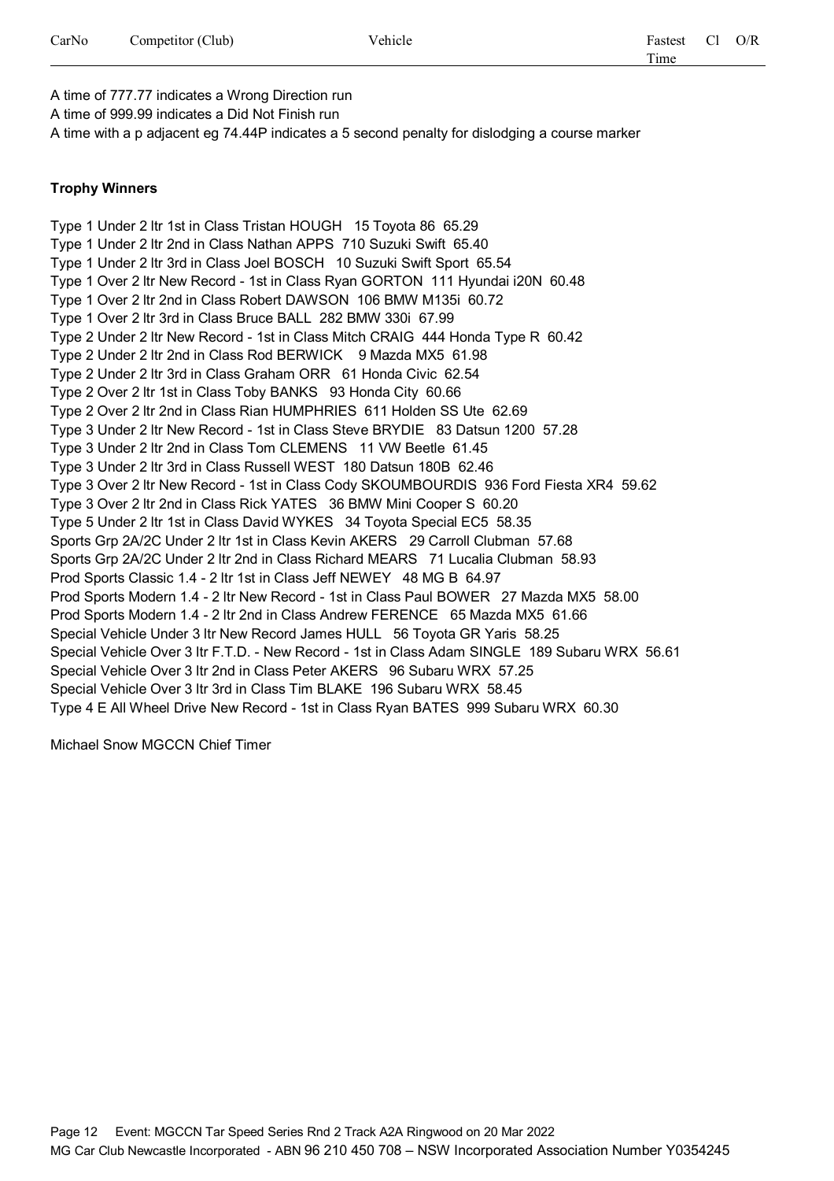A time of 777.77 indicates a Wrong Direction run

A time of 999.99 indicates a Did Not Finish run

A time with a p adjacent eg 74.44P indicates a 5 second penalty for dislodging a course marker

**Trophy Winners**

Type 1 Under 2 ltr 1st in Class Tristan HOUGH 15 Toyota 86 65.29
Type 1 Under 2 ltr 2nd in Class Nathan APPS 710 Suzuki Swift 65.40
Type 1 Under 2 ltr 3rd in Class Joel BOSCH 10 Suzuki Swift Sport 65.54
Type 1 Over 2 ltr New Record - 1st in Class Ryan GORTON 111 Hyundai i20N 60.48
Type 1 Over 2 ltr 2nd in Class Robert DAWSON 106 BMW M135i 60.72
Type 1 Over 2 ltr 3rd in Class Bruce BALL 282 BMW 330i 67.99
Type 2 Under 2 ltr New Record - 1st in Class Mitch CRAIG 444 Honda Type R 60.42
Type 2 Under 2 ltr 2nd in Class Rod BERWICK 9 Mazda MX5 61.98
Type 2 Under 2 ltr 3rd in Class Graham ORR 61 Honda Civic 62.54
Type 2 Over 2 ltr 1st in Class Toby BANKS 93 Honda City 60.66
Type 2 Over 2 ltr 2nd in Class Rian HUMPHRIES 611 Holden SS Ute 62.69
Type 3 Under 2 ltr New Record - 1st in Class Steve BRYDIE 83 Datsun 1200 57.28
Type 3 Under 2 ltr 2nd in Class Tom CLEMENS 11 VW Beetle 61.45
Type 3 Under 2 ltr 3rd in Class Russell WEST 180 Datsun 180B 62.46
Type 3 Over 2 ltr New Record - 1st in Class Cody SKOUMBOURDIS 936 Ford Fiesta XR4 59.62
Type 3 Over 2 ltr 2nd in Class Rick YATES 36 BMW Mini Cooper S 60.20
Type 5 Under 2 ltr 1st in Class David WYKES 34 Toyota Special EC5 58.35
Sports Grp 2A/2C Under 2 ltr 1st in Class Kevin AKERS 29 Carroll Clubman 57.68
Sports Grp 2A/2C Under 2 ltr 2nd in Class Richard MEARS 71 Lucalia Clubman 58.93
Prod Sports Classic 1.4 - 2 ltr 1st in Class Jeff NEWEY 48 MG B 64.97
Prod Sports Modern 1.4 - 2 ltr New Record - 1st in Class Paul BOWER 27 Mazda MX5 58.00
Prod Sports Modern 1.4 - 2 ltr 2nd in Class Andrew FERENCE 65 Mazda MX5 61.66
Special Vehicle Under 3 ltr New Record James HULL 56 Toyota GR Yaris 58.25
Special Vehicle Over 3 ltr F.T.D. - New Record - 1st in Class Adam SINGLE 189 Subaru WRX 56.61
Special Vehicle Over 3 ltr 2nd in Class Peter AKERS 96 Subaru WRX 57.25
Special Vehicle Over 3 ltr 3rd in Class Tim BLAKE 196 Subaru WRX 58.45
Type 4 E All Wheel Drive New Record - 1st in Class Ryan BATES 999 Subaru WRX 60.30

Michael Snow MGCCN Chief Timer